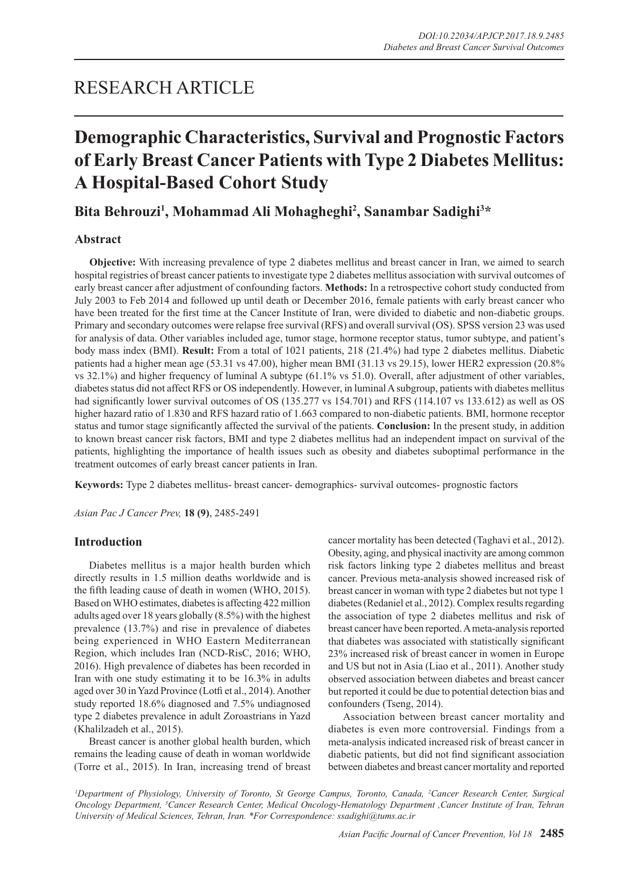RESEARCH ARTICLE

# Demographic Characteristics, Survival and Prognostic Factors of Early Breast Cancer Patients with Type 2 Diabetes Mellitus: A Hospital-Based Cohort Study

**Bita Behrouzi[1], Mohammad Ali Mohagheghi[2], Sanambar Sadighi[3]***

## Abstract

**Objective:** With increasing prevalence of type 2 diabetes mellitus and breast cancer in Iran, we aimed to search hospital registries of breast cancer patients to investigate type 2 diabetes mellitus association with survival outcomes of early breast cancer after adjustment of confounding factors. **Methods:** In a retrospective cohort study conducted from July 2003 to Feb 2014 and followed up until death or December 2016, female patients with early breast cancer who have been treated for the first time at the Cancer Institute of Iran, were divided to diabetic and non-diabetic groups. Primary and secondary outcomes were relapse free survival (RFS) and overall survival (OS). SPSS version 23 was used for analysis of data. Other variables included age, tumor stage, hormone receptor status, tumor subtype, and patient's body mass index (BMI). **Result:** From a total of 1021 patients, 218 (21.4%) had type 2 diabetes mellitus. Diabetic patients had a higher mean age (53.31 vs 47.00), higher mean BMI (31.13 vs 29.15), lower HER2 expression (20.8% vs 32.1%) and higher frequency of luminal A subtype (61.1% vs 51.0). Overall, after adjustment of other variables, diabetes status did not affect RFS or OS independently. However, in luminal A subgroup, patients with diabetes mellitus had significantly lower survival outcomes of OS (135.277 vs 154.701) and RFS (114.107 vs 133.612) as well as OS higher hazard ratio of 1.830 and RFS hazard ratio of 1.663 compared to non-diabetic patients. BMI, hormone receptor status and tumor stage significantly affected the survival of the patients. **Conclusion:** In the present study, in addition to known breast cancer risk factors, BMI and type 2 diabetes mellitus had an independent impact on survival of the patients, highlighting the importance of health issues such as obesity and diabetes suboptimal performance in the treatment outcomes of early breast cancer patients in Iran.

**Keywords:** Type 2 diabetes mellitus- breast cancer- demographics- survival outcomes- prognostic factors

*Asian Pac J Cancer Prev,* **18 (9)**, 2485-2491

## Introduction

Diabetes mellitus is a major health burden which directly results in 1.5 million deaths worldwide and is the fifth leading cause of death in women (WHO, 2015). Based on WHO estimates, diabetes is affecting 422 million adults aged over 18 years globally (8.5%) with the highest prevalence (13.7%) and rise in prevalence of diabetes being experienced in WHO Eastern Mediterranean Region, which includes Iran (NCD-RisC, 2016; WHO, 2016). High prevalence of diabetes has been recorded in Iran with one study estimating it to be 16.3% in adults aged over 30 in Yazd Province (Lotfi et al., 2014). Another study reported 18.6% diagnosed and 7.5% undiagnosed type 2 diabetes prevalence in adult Zoroastrians in Yazd (Khalilzadeh et al., 2015).

Breast cancer is another global health burden, which remains the leading cause of death in woman worldwide (Torre et al., 2015). In Iran, increasing trend of breast cancer mortality has been detected (Taghavi et al., 2012). Obesity, aging, and physical inactivity are among common risk factors linking type 2 diabetes mellitus and breast cancer. Previous meta-analysis showed increased risk of breast cancer in woman with type 2 diabetes but not type 1 diabetes (Redaniel et al., 2012). Complex results regarding the association of type 2 diabetes mellitus and risk of breast cancer have been reported. A meta-analysis reported that diabetes was associated with statistically significant 23% increased risk of breast cancer in women in Europe and US but not in Asia (Liao et al., 2011). Another study observed association between diabetes and breast cancer but reported it could be due to potential detection bias and confounders (Tseng, 2014).

Association between breast cancer mortality and diabetes is even more controversial. Findings from a meta-analysis indicated increased risk of breast cancer in diabetic patients, but did not find significant association between diabetes and breast cancer mortality and reported

[1]Department of Physiology, University of Toronto, St George Campus, Toronto, Canada, [2]Cancer Research Center, Surgical Oncology Department, [3]Cancer Research Center, Medical Oncology-Hematology Department ,Cancer Institute of Iran, Tehran University of Medical Sciences, Tehran, Iran. *For Correspondence: ssadighi@tums.ac.ir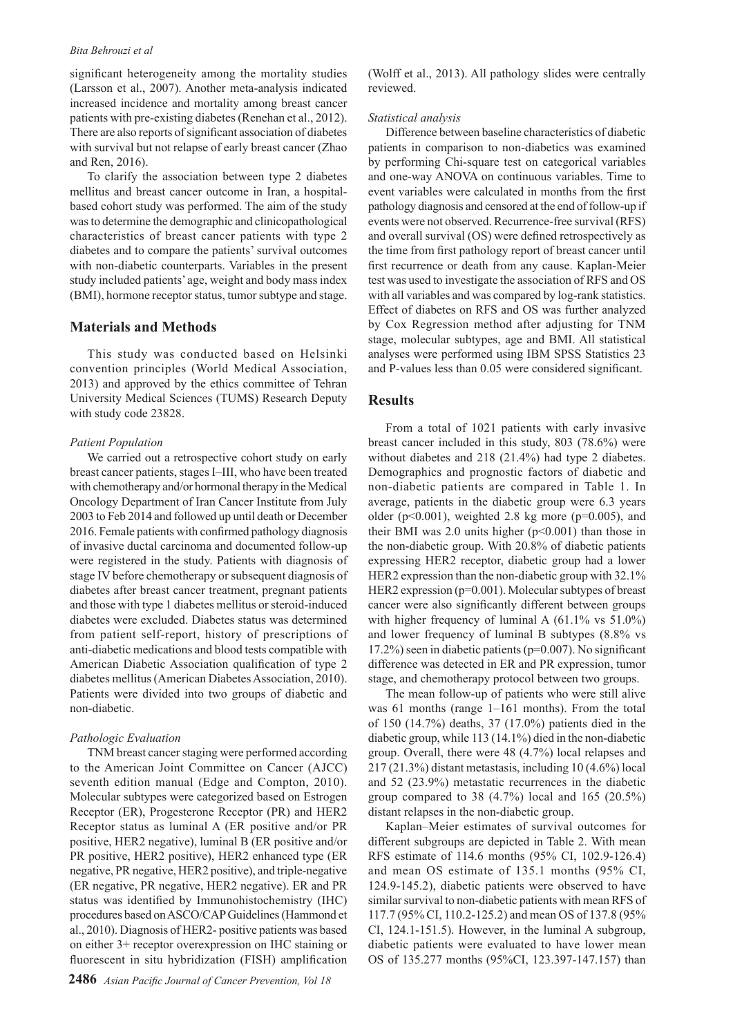significant heterogeneity among the mortality studies (Larsson et al., 2007). Another meta-analysis indicated increased incidence and mortality among breast cancer patients with pre-existing diabetes (Renehan et al., 2012). There are also reports of significant association of diabetes with survival but not relapse of early breast cancer (Zhao and Ren, 2016).

To clarify the association between type 2 diabetes mellitus and breast cancer outcome in Iran, a hospital-based cohort study was performed. The aim of the study was to determine the demographic and clinicopathological characteristics of breast cancer patients with type 2 diabetes and to compare the patients' survival outcomes with non-diabetic counterparts. Variables in the present study included patients' age, weight and body mass index (BMI), hormone receptor status, tumor subtype and stage.

## Materials and Methods

This study was conducted based on Helsinki convention principles (World Medical Association, 2013) and approved by the ethics committee of Tehran University Medical Sciences (TUMS) Research Deputy with study code 23828.

### *Patient Population*

We carried out a retrospective cohort study on early breast cancer patients, stages I–III, who have been treated with chemotherapy and/or hormonal therapy in the Medical Oncology Department of Iran Cancer Institute from July 2003 to Feb 2014 and followed up until death or December 2016. Female patients with confirmed pathology diagnosis of invasive ductal carcinoma and documented follow-up were registered in the study. Patients with diagnosis of stage IV before chemotherapy or subsequent diagnosis of diabetes after breast cancer treatment, pregnant patients and those with type 1 diabetes mellitus or steroid-induced diabetes were excluded. Diabetes status was determined from patient self-report, history of prescriptions of anti-diabetic medications and blood tests compatible with American Diabetic Association qualification of type 2 diabetes mellitus (American Diabetes Association, 2010). Patients were divided into two groups of diabetic and non-diabetic.

### *Pathologic Evaluation*

TNM breast cancer staging were performed according to the American Joint Committee on Cancer (AJCC) seventh edition manual (Edge and Compton, 2010). Molecular subtypes were categorized based on Estrogen Receptor (ER), Progesterone Receptor (PR) and HER2 Receptor status as luminal A (ER positive and/or PR positive, HER2 negative), luminal B (ER positive and/or PR positive, HER2 positive), HER2 enhanced type (ER negative, PR negative, HER2 positive), and triple-negative (ER negative, PR negative, HER2 negative). ER and PR status was identified by Immunohistochemistry (IHC) procedures based on ASCO/CAP Guidelines (Hammond et al., 2010). Diagnosis of HER2- positive patients was based on either 3+ receptor overexpression on IHC staining or fluorescent in situ hybridization (FISH) amplification (Wolff et al., 2013). All pathology slides were centrally reviewed.

### *Statistical analysis*

Difference between baseline characteristics of diabetic patients in comparison to non-diabetics was examined by performing Chi-square test on categorical variables and one-way ANOVA on continuous variables. Time to event variables were calculated in months from the first pathology diagnosis and censored at the end of follow-up if events were not observed. Recurrence-free survival (RFS) and overall survival (OS) were defined retrospectively as the time from first pathology report of breast cancer until first recurrence or death from any cause. Kaplan-Meier test was used to investigate the association of RFS and OS with all variables and was compared by log-rank statistics. Effect of diabetes on RFS and OS was further analyzed by Cox Regression method after adjusting for TNM stage, molecular subtypes, age and BMI. All statistical analyses were performed using IBM SPSS Statistics 23 and P-values less than 0.05 were considered significant.

## Results

From a total of 1021 patients with early invasive breast cancer included in this study, 803 (78.6%) were without diabetes and 218 (21.4%) had type 2 diabetes. Demographics and prognostic factors of diabetic and non-diabetic patients are compared in Table 1. In average, patients in the diabetic group were 6.3 years older ($p<0.001$), weighted 2.8 kg more ($p=0.005$), and their BMI was 2.0 units higher ($p<0.001$) than those in the non-diabetic group. With 20.8% of diabetic patients expressing HER2 receptor, diabetic group had a lower HER2 expression than the non-diabetic group with 32.1% HER2 expression ($p=0.001$). Molecular subtypes of breast cancer were also significantly different between groups with higher frequency of luminal A (61.1% vs 51.0%) and lower frequency of luminal B subtypes (8.8% vs 17.2%) seen in diabetic patients ($p=0.007$). No significant difference was detected in ER and PR expression, tumor stage, and chemotherapy protocol between two groups.

The mean follow-up of patients who were still alive was 61 months (range 1–161 months). From the total of 150 (14.7%) deaths, 37 (17.0%) patients died in the diabetic group, while 113 (14.1%) died in the non-diabetic group. Overall, there were 48 (4.7%) local relapses and 217 (21.3%) distant metastasis, including 10 (4.6%) local and 52 (23.9%) metastatic recurrences in the diabetic group compared to 38 (4.7%) local and 165 (20.5%) distant relapses in the non-diabetic group.

Kaplan–Meier estimates of survival outcomes for different subgroups are depicted in Table 2. With mean RFS estimate of 114.6 months (95% CI, 102.9-126.4) and mean OS estimate of 135.1 months (95% CI, 124.9-145.2), diabetic patients were observed to have similar survival to non-diabetic patients with mean RFS of 117.7 (95% CI, 110.2-125.2) and mean OS of 137.8 (95% CI, 124.1-151.5). However, in the luminal A subgroup, diabetic patients were evaluated to have lower mean OS of 135.277 months (95%CI, 123.397-147.157) than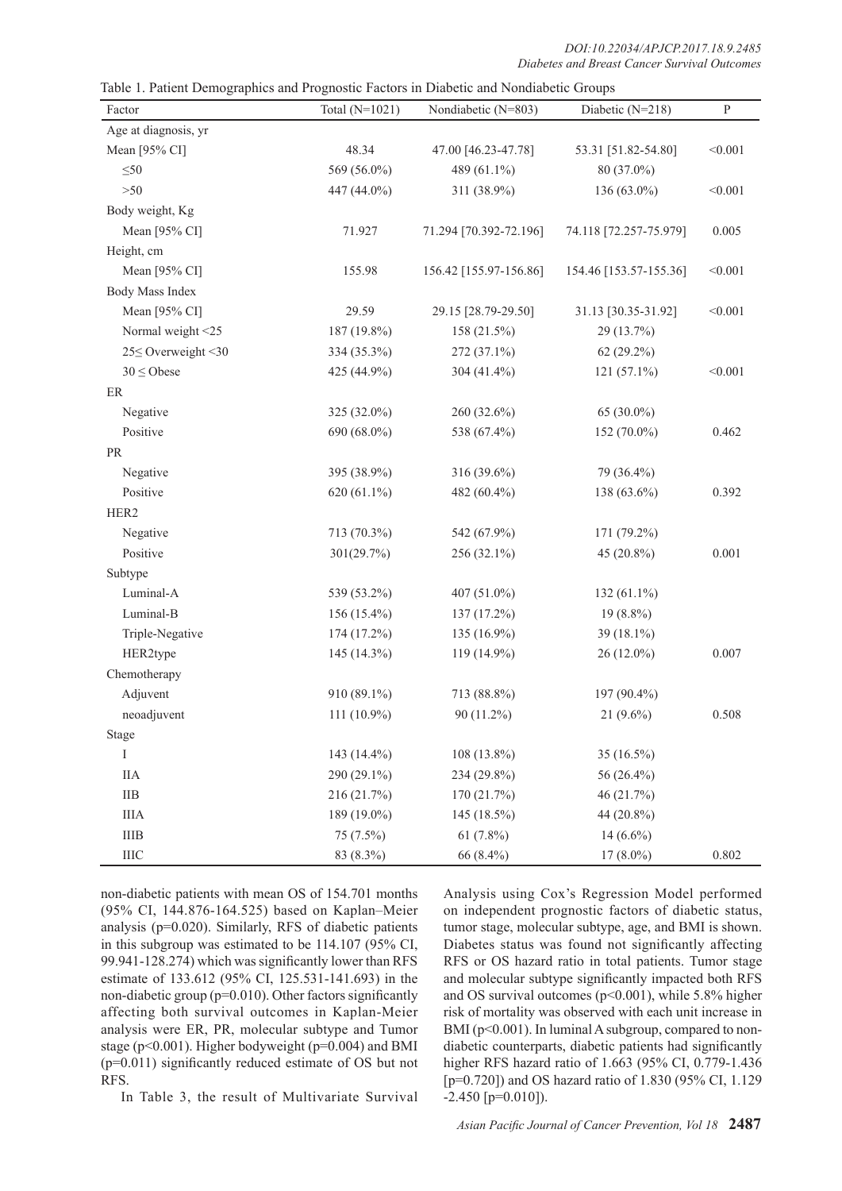Table 1. Patient Demographics and Prognostic Factors in Diabetic and Nondiabetic Groups

| Factor | Total (N=1021) | Nondiabetic (N=803) | Diabetic (N=218) | P |
|---|---|---|---|---|
| Age at diagnosis, yr | | | | |
| Mean [95% CI] | 48.34 | 47.00 [46.23-47.78] | 53.31 [51.82-54.80] | <0.001 |
| ≤50 | 569 (56.0%) | 489 (61.1%) | 80 (37.0%) | |
| >50 | 447 (44.0%) | 311 (38.9%) | 136 (63.0%) | <0.001 |
| Body weight, Kg | | | | |
| Mean [95% CI] | 71.927 | 71.294 [70.392-72.196] | 74.118 [72.257-75.979] | 0.005 |
| Height, cm | | | | |
| Mean [95% CI] | 155.98 | 156.42 [155.97-156.86] | 154.46 [153.57-155.36] | <0.001 |
| Body Mass Index | | | | |
| Mean [95% CI] | 29.59 | 29.15 [28.79-29.50] | 31.13 [30.35-31.92] | <0.001 |
| Normal weight <25 | 187 (19.8%) | 158 (21.5%) | 29 (13.7%) | |
| 25≤ Overweight <30 | 334 (35.3%) | 272 (37.1%) | 62 (29.2%) | |
| 30 ≤ Obese | 425 (44.9%) | 304 (41.4%) | 121 (57.1%) | <0.001 |
| ER | | | | |
| Negative | 325 (32.0%) | 260 (32.6%) | 65 (30.0%) | |
| Positive | 690 (68.0%) | 538 (67.4%) | 152 (70.0%) | 0.462 |
| PR | | | | |
| Negative | 395 (38.9%) | 316 (39.6%) | 79 (36.4%) | |
| Positive | 620 (61.1%) | 482 (60.4%) | 138 (63.6%) | 0.392 |
| HER2 | | | | |
| Negative | 713 (70.3%) | 542 (67.9%) | 171 (79.2%) | |
| Positive | 301(29.7%) | 256 (32.1%) | 45 (20.8%) | 0.001 |
| Subtype | | | | |
| Luminal-A | 539 (53.2%) | 407 (51.0%) | 132 (61.1%) | |
| Luminal-B | 156 (15.4%) | 137 (17.2%) | 19 (8.8%) | |
| Triple-Negative | 174 (17.2%) | 135 (16.9%) | 39 (18.1%) | |
| HER2type | 145 (14.3%) | 119 (14.9%) | 26 (12.0%) | 0.007 |
| Chemotherapy | | | | |
| Adjuvent | 910 (89.1%) | 713 (88.8%) | 197 (90.4%) | |
| neoadjuvent | 111 (10.9%) | 90 (11.2%) | 21 (9.6%) | 0.508 |
| Stage | | | | |
| I | 143 (14.4%) | 108 (13.8%) | 35 (16.5%) | |
| IIA | 290 (29.1%) | 234 (29.8%) | 56 (26.4%) | |
| IIB | 216 (21.7%) | 170 (21.7%) | 46 (21.7%) | |
| IIIA | 189 (19.0%) | 145 (18.5%) | 44 (20.8%) | |
| IIIB | 75 (7.5%) | 61 (7.8%) | 14 (6.6%) | |
| IIIC | 83 (8.3%) | 66 (8.4%) | 17 (8.0%) | 0.802 |

non-diabetic patients with mean OS of 154.701 months (95% CI, 144.876-164.525) based on Kaplan–Meier analysis (p=0.020). Similarly, RFS of diabetic patients in this subgroup was estimated to be 114.107 (95% CI, 99.941-128.274) which was significantly lower than RFS estimate of 133.612 (95% CI, 125.531-141.693) in the non-diabetic group (p=0.010). Other factors significantly affecting both survival outcomes in Kaplan-Meier analysis were ER, PR, molecular subtype and Tumor stage (p<0.001). Higher bodyweight (p=0.004) and BMI (p=0.011) significantly reduced estimate of OS but not RFS.

In Table 3, the result of Multivariate Survival Analysis using Cox's Regression Model performed on independent prognostic factors of diabetic status, tumor stage, molecular subtype, age, and BMI is shown. Diabetes status was found not significantly affecting RFS or OS hazard ratio in total patients. Tumor stage and molecular subtype significantly impacted both RFS and OS survival outcomes (p<0.001), while 5.8% higher risk of mortality was observed with each unit increase in BMI (p<0.001). In luminal A subgroup, compared to non-diabetic counterparts, diabetic patients had significantly higher RFS hazard ratio of 1.663 (95% CI, 0.779-1.436 [p=0.720]) and OS hazard ratio of 1.830 (95% CI, 1.129 -2.450 [p=0.010]).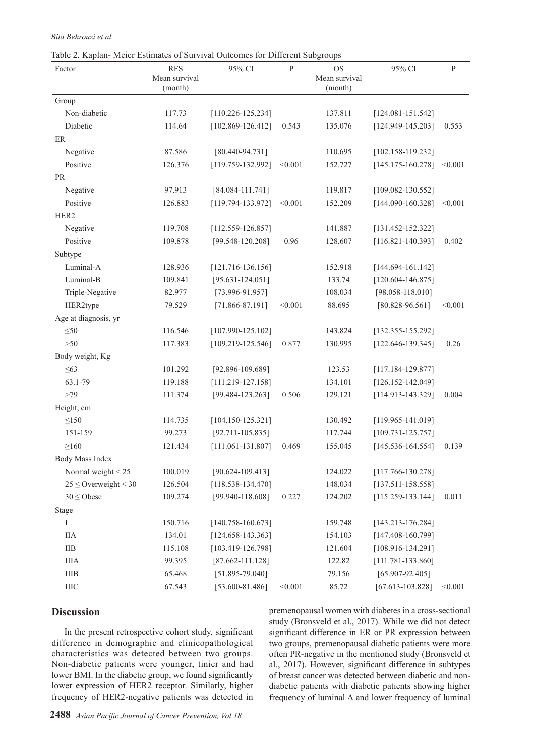Table 2. Kaplan- Meier Estimates of Survival Outcomes for Different Subgroups

| Factor | RFS Mean survival (month) | 95% CI | P | OS Mean survival (month) | 95% CI | P |
|---|---|---|---|---|---|---|
| Group | | | | | | |
| Non-diabetic | 117.73 | [110.226-125.234] | | 137.811 | [124.081-151.542] | |
| Diabetic | 114.64 | [102.869-126.412] | 0.543 | 135.076 | [124.949-145.203] | 0.553 |
| ER | | | | | | |
| Negative | 87.586 | [80.440-94.731] | | 110.695 | [102.158-119.232] | |
| Positive | 126.376 | [119.759-132.992] | <0.001 | 152.727 | [145.175-160.278] | <0.001 |
| PR | | | | | | |
| Negative | 97.913 | [84.084-111.741] | | 119.817 | [109.082-130.552] | |
| Positive | 126.883 | [119.794-133.972] | <0.001 | 152.209 | [144.090-160.328] | <0.001 |
| HER2 | | | | | | |
| Negative | 119.708 | [112.559-126.857] | | 141.887 | [131.452-152.322] | |
| Positive | 109.878 | [99.548-120.208] | 0.96 | 128.607 | [116.821-140.393] | 0.402 |
| Subtype | | | | | | |
| Luminal-A | 128.936 | [121.716-136.156] | | 152.918 | [144.694-161.142] | |
| Luminal-B | 109.841 | [95.631-124.051] | | 133.74 | [120.604-146.875] | |
| Triple-Negative | 82.977 | [73.996-91.957] | | 108.034 | [98.058-118.010] | |
| HER2type | 79.529 | [71.866-87.191] | <0.001 | 88.695 | [80.828-96.561] | <0.001 |
| Age at diagnosis, yr | | | | | | |
| ≤50 | 116.546 | [107.990-125.102] | | 143.824 | [132.355-155.292] | |
| >50 | 117.383 | [109.219-125.546] | 0.877 | 130.995 | [122.646-139.345] | 0.26 |
| Body weight, Kg | | | | | | |
| ≤63 | 101.292 | [92.896-109.689] | | 123.53 | [117.184-129.877] | |
| 63.1-79 | 119.188 | [111.219-127.158] | | 134.101 | [126.152-142.049] | |
| >79 | 111.374 | [99.484-123.263] | 0.506 | 129.121 | [114.913-143.329] | 0.004 |
| Height, cm | | | | | | |
| ≤150 | 114.735 | [104.150-125.321] | | 130.492 | [119.965-141.019] | |
| 151-159 | 99.273 | [92.711-105.835] | | 117.744 | [109.731-125.757] | |
| ≥160 | 121.434 | [111.061-131.807] | 0.469 | 155.045 | [145.536-164.554] | 0.139 |
| Body Mass Index | | | | | | |
| Normal weight < 25 | 100.019 | [90.624-109.413] | | 124.022 | [117.766-130.278] | |
| 25 ≤ Overweight < 30 | 126.504 | [118.538-134.470] | | 148.034 | [137.511-158.558] | |
| 30 ≤ Obese | 109.274 | [99.940-118.608] | 0.227 | 124.202 | [115.259-133.144] | 0.011 |
| Stage | | | | | | |
| I | 150.716 | [140.758-160.673] | | 159.748 | [143.213-176.284] | |
| IIA | 134.01 | [124.658-143.363] | | 154.103 | [147.408-160.799] | |
| IIB | 115.108 | [103.419-126.798] | | 121.604 | [108.916-134.291] | |
| IIIA | 99.395 | [87.662-111.128] | | 122.82 | [111.781-133.860] | |
| IIIB | 65.468 | [51.895-79.040] | | 79.156 | [65.907-92.405] | |
| IIIC | 67.543 | [53.600-81.486] | <0.001 | 85.72 | [67.613-103.828] | <0.001 |

## Discussion

In the present retrospective cohort study, significant difference in demographic and clinicopathological characteristics was detected between two groups. Non-diabetic patients were younger, tinier and had lower BMI. In the diabetic group, we found significantly lower expression of HER2 receptor. Similarly, higher frequency of HER2-negative patients was detected in premenopausal women with diabetes in a cross-sectional study (Bronsveld et al., 2017). While we did not detect significant difference in ER or PR expression between two groups, premenopausal diabetic patients were more often PR-negative in the mentioned study (Bronsveld et al., 2017). However, significant difference in subtypes of breast cancer was detected between diabetic and non-diabetic patients with diabetic patients showing higher frequency of luminal A and lower frequency of luminal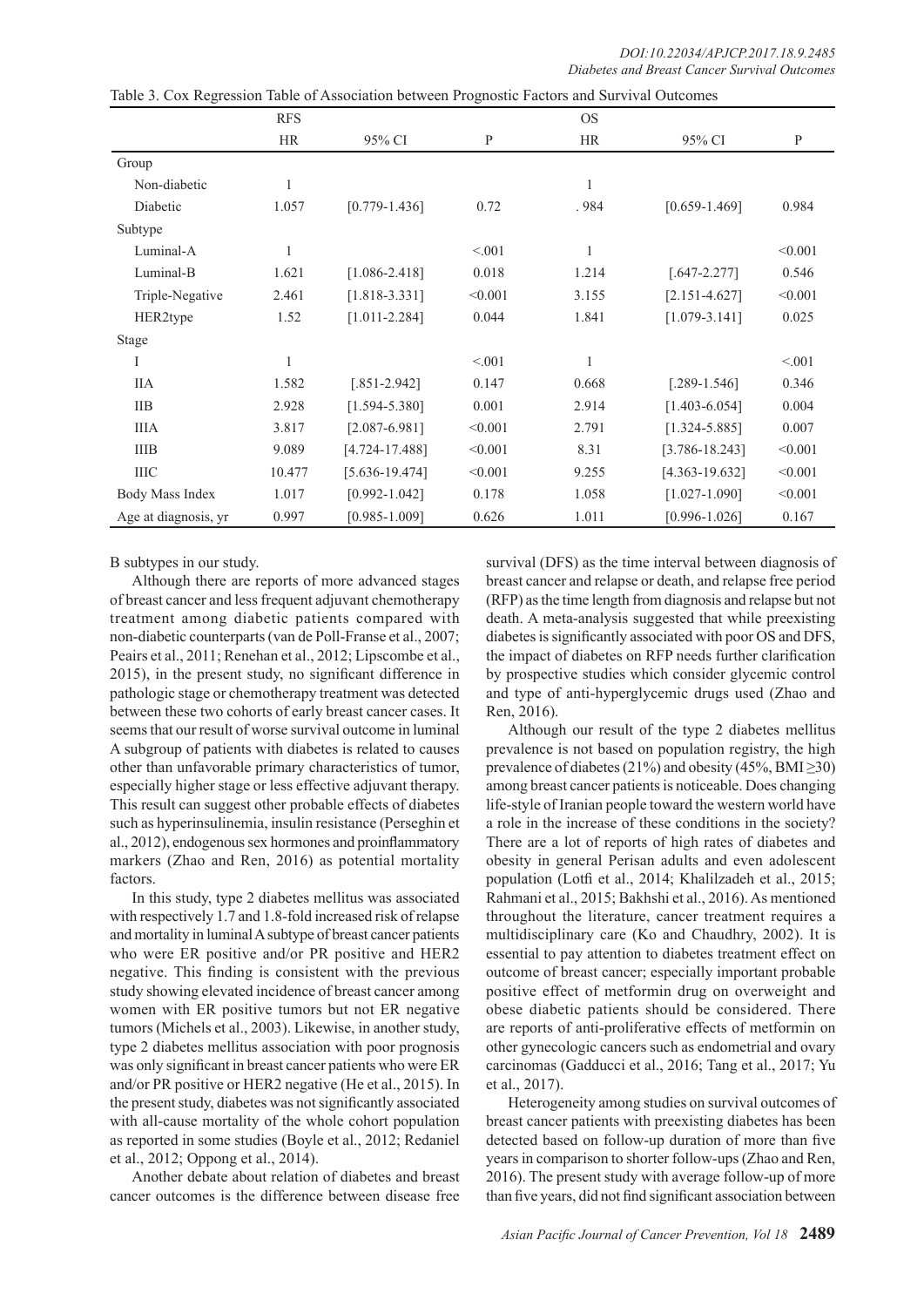Table 3. Cox Regression Table of Association between Prognostic Factors and Survival Outcomes

| | RFS | | | OS | | |
|---|---|---|---|---|---|---|
| | HR | 95% CI | P | HR | 95% CI | P |
| Group | | | | | | |
| Non-diabetic | 1 | | | 1 | | |
| Diabetic | 1.057 | [0.779-1.436] | 0.72 | . 984 | [0.659-1.469] | 0.984 |
| Subtype | | | | | | |
| Luminal-A | 1 | | <.001 | 1 | | <0.001 |
| Luminal-B | 1.621 | [1.086-2.418] | 0.018 | 1.214 | [.647-2.277] | 0.546 |
| Triple-Negative | 2.461 | [1.818-3.331] | <0.001 | 3.155 | [2.151-4.627] | <0.001 |
| HER2type | 1.52 | [1.011-2.284] | 0.044 | 1.841 | [1.079-3.141] | 0.025 |
| Stage | | | | | | |
| I | 1 | | <.001 | 1 | | <.001 |
| IIA | 1.582 | [.851-2.942] | 0.147 | 0.668 | [.289-1.546] | 0.346 |
| IIB | 2.928 | [1.594-5.380] | 0.001 | 2.914 | [1.403-6.054] | 0.004 |
| IIIA | 3.817 | [2.087-6.981] | <0.001 | 2.791 | [1.324-5.885] | 0.007 |
| IIIB | 9.089 | [4.724-17.488] | <0.001 | 8.31 | [3.786-18.243] | <0.001 |
| IIIC | 10.477 | [5.636-19.474] | <0.001 | 9.255 | [4.363-19.632] | <0.001 |
| Body Mass Index | 1.017 | [0.992-1.042] | 0.178 | 1.058 | [1.027-1.090] | <0.001 |
| Age at diagnosis, yr | 0.997 | [0.985-1.009] | 0.626 | 1.011 | [0.996-1.026] | 0.167 |

B subtypes in our study.

Although there are reports of more advanced stages of breast cancer and less frequent adjuvant chemotherapy treatment among diabetic patients compared with non-diabetic counterparts (van de Poll-Franse et al., 2007; Peairs et al., 2011; Renehan et al., 2012; Lipscombe et al., 2015), in the present study, no significant difference in pathologic stage or chemotherapy treatment was detected between these two cohorts of early breast cancer cases. It seems that our result of worse survival outcome in luminal A subgroup of patients with diabetes is related to causes other than unfavorable primary characteristics of tumor, especially higher stage or less effective adjuvant therapy. This result can suggest other probable effects of diabetes such as hyperinsulinemia, insulin resistance (Perseghin et al., 2012), endogenous sex hormones and proinflammatory markers (Zhao and Ren, 2016) as potential mortality factors.

In this study, type 2 diabetes mellitus was associated with respectively 1.7 and 1.8-fold increased risk of relapse and mortality in luminal A subtype of breast cancer patients who were ER positive and/or PR positive and HER2 negative. This finding is consistent with the previous study showing elevated incidence of breast cancer among women with ER positive tumors but not ER negative tumors (Michels et al., 2003). Likewise, in another study, type 2 diabetes mellitus association with poor prognosis was only significant in breast cancer patients who were ER and/or PR positive or HER2 negative (He et al., 2015). In the present study, diabetes was not significantly associated with all-cause mortality of the whole cohort population as reported in some studies (Boyle et al., 2012; Redaniel et al., 2012; Oppong et al., 2014).

Another debate about relation of diabetes and breast cancer outcomes is the difference between disease free survival (DFS) as the time interval between diagnosis of breast cancer and relapse or death, and relapse free period (RFP) as the time length from diagnosis and relapse but not death. A meta-analysis suggested that while preexisting diabetes is significantly associated with poor OS and DFS, the impact of diabetes on RFP needs further clarification by prospective studies which consider glycemic control and type of anti-hyperglycemic drugs used (Zhao and Ren, 2016).

Although our result of the type 2 diabetes mellitus prevalence is not based on population registry, the high prevalence of diabetes (21%) and obesity (45%, BMI ≥30) among breast cancer patients is noticeable. Does changing life-style of Iranian people toward the western world have a role in the increase of these conditions in the society? There are a lot of reports of high rates of diabetes and obesity in general Perisan adults and even adolescent population (Lotfi et al., 2014; Khalilzadeh et al., 2015; Rahmani et al., 2015; Bakhshi et al., 2016). As mentioned throughout the literature, cancer treatment requires a multidisciplinary care (Ko and Chaudhry, 2002). It is essential to pay attention to diabetes treatment effect on outcome of breast cancer; especially important probable positive effect of metformin drug on overweight and obese diabetic patients should be considered. There are reports of anti-proliferative effects of metformin on other gynecologic cancers such as endometrial and ovary carcinomas (Gadducci et al., 2016; Tang et al., 2017; Yu et al., 2017).

Heterogeneity among studies on survival outcomes of breast cancer patients with preexisting diabetes has been detected based on follow-up duration of more than five years in comparison to shorter follow-ups (Zhao and Ren, 2016). The present study with average follow-up of more than five years, did not find significant association between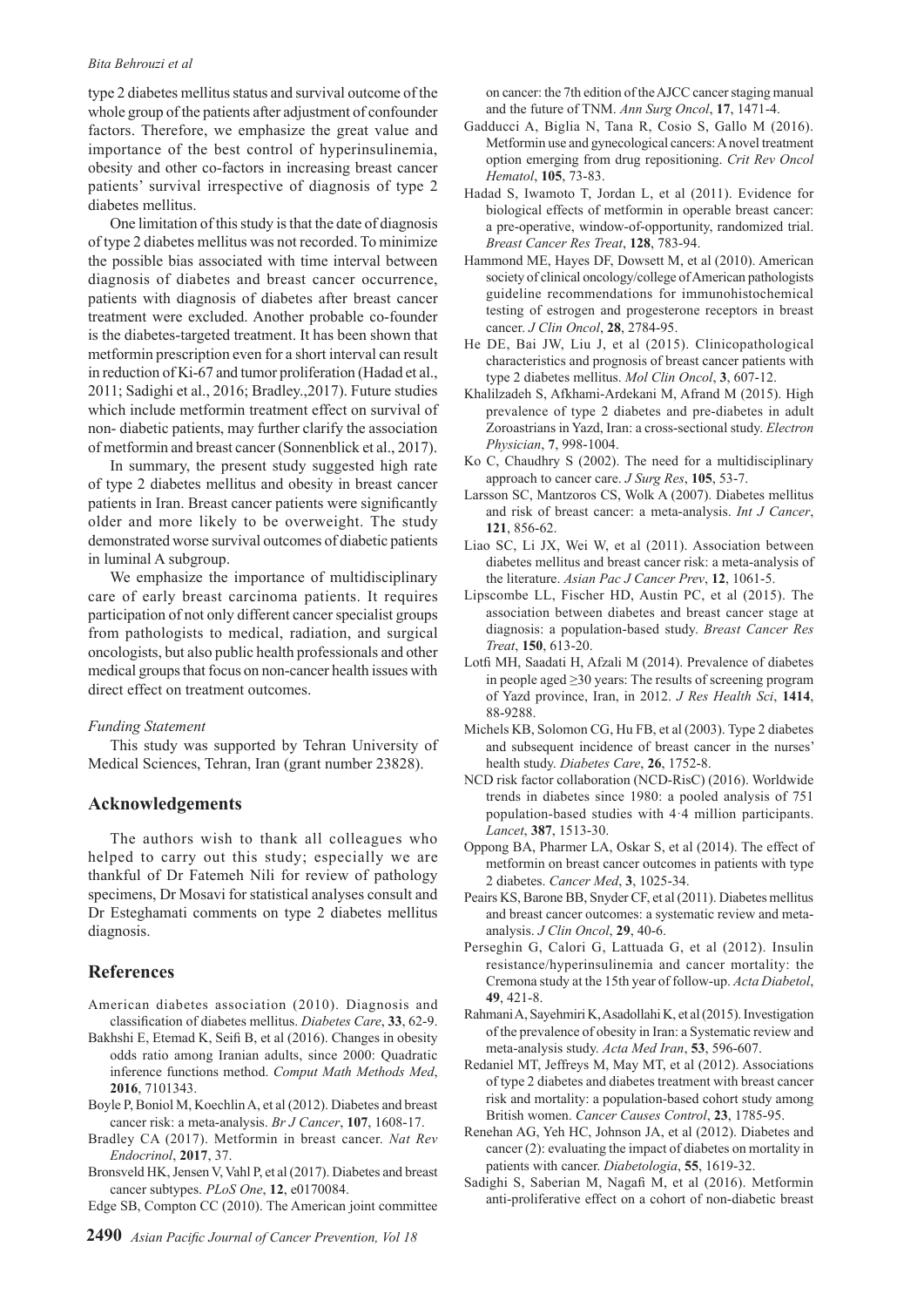type 2 diabetes mellitus status and survival outcome of the whole group of the patients after adjustment of confounder factors. Therefore, we emphasize the great value and importance of the best control of hyperinsulinemia, obesity and other co-factors in increasing breast cancer patients' survival irrespective of diagnosis of type 2 diabetes mellitus.

One limitation of this study is that the date of diagnosis of type 2 diabetes mellitus was not recorded. To minimize the possible bias associated with time interval between diagnosis of diabetes and breast cancer occurrence, patients with diagnosis of diabetes after breast cancer treatment were excluded. Another probable co-founder is the diabetes-targeted treatment. It has been shown that metformin prescription even for a short interval can result in reduction of Ki-67 and tumor proliferation (Hadad et al., 2011; Sadighi et al., 2016; Bradley.,2017). Future studies which include metformin treatment effect on survival of non- diabetic patients, may further clarify the association of metformin and breast cancer (Sonnenblick et al., 2017).

In summary, the present study suggested high rate of type 2 diabetes mellitus and obesity in breast cancer patients in Iran. Breast cancer patients were significantly older and more likely to be overweight. The study demonstrated worse survival outcomes of diabetic patients in luminal A subgroup.

We emphasize the importance of multidisciplinary care of early breast carcinoma patients. It requires participation of not only different cancer specialist groups from pathologists to medical, radiation, and surgical oncologists, but also public health professionals and other medical groups that focus on non-cancer health issues with direct effect on treatment outcomes.

*Funding Statement*

This study was supported by Tehran University of Medical Sciences, Tehran, Iran (grant number 23828).

## Acknowledgements

The authors wish to thank all colleagues who helped to carry out this study; especially we are thankful of Dr Fatemeh Nili for review of pathology specimens, Dr Mosavi for statistical analyses consult and Dr Esteghamati comments on type 2 diabetes mellitus diagnosis.

## References

American diabetes association (2010). Diagnosis and classification of diabetes mellitus. *Diabetes Care*, **33**, 62-9.

Bakhshi E, Etemad K, Seifi B, et al (2016). Changes in obesity odds ratio among Iranian adults, since 2000: Quadratic inference functions method. *Comput Math Methods Med*, **2016**, 7101343.

Boyle P, Boniol M, Koechlin A, et al (2012). Diabetes and breast cancer risk: a meta-analysis. *Br J Cancer*, **107**, 1608-17.

Bradley CA (2017). Metformin in breast cancer. *Nat Rev Endocrinol*, **2017**, 37.

Bronsveld HK, Jensen V, Vahl P, et al (2017). Diabetes and breast cancer subtypes. *PLoS One*, **12**, e0170084.

Edge SB, Compton CC (2010). The American joint committee on cancer: the 7th edition of the AJCC cancer staging manual and the future of TNM. *Ann Surg Oncol*, **17**, 1471-4.

Gadducci A, Biglia N, Tana R, Cosio S, Gallo M (2016). Metformin use and gynecological cancers: A novel treatment option emerging from drug repositioning. *Crit Rev Oncol Hematol*, **105**, 73-83.

Hadad S, Iwamoto T, Jordan L, et al (2011). Evidence for biological effects of metformin in operable breast cancer: a pre-operative, window-of-opportunity, randomized trial. *Breast Cancer Res Treat*, **128**, 783-94.

Hammond ME, Hayes DF, Dowsett M, et al (2010). American society of clinical oncology/college of American pathologists guideline recommendations for immunohistochemical testing of estrogen and progesterone receptors in breast cancer. *J Clin Oncol*, **28**, 2784-95.

He DE, Bai JW, Liu J, et al (2015). Clinicopathological characteristics and prognosis of breast cancer patients with type 2 diabetes mellitus. *Mol Clin Oncol*, **3**, 607-12.

Khalilzadeh S, Afkhami-Ardekani M, Afrand M (2015). High prevalence of type 2 diabetes and pre-diabetes in adult Zoroastrians in Yazd, Iran: a cross-sectional study. *Electron Physician*, **7**, 998-1004.

Ko C, Chaudhry S (2002). The need for a multidisciplinary approach to cancer care. *J Surg Res*, **105**, 53-7.

Larsson SC, Mantzoros CS, Wolk A (2007). Diabetes mellitus and risk of breast cancer: a meta-analysis. *Int J Cancer*, **121**, 856-62.

Liao SC, Li JX, Wei W, et al (2011). Association between diabetes mellitus and breast cancer risk: a meta-analysis of the literature. *Asian Pac J Cancer Prev*, **12**, 1061-5.

Lipscombe LL, Fischer HD, Austin PC, et al (2015). The association between diabetes and breast cancer stage at diagnosis: a population-based study. *Breast Cancer Res Treat*, **150**, 613-20.

Lotfi MH, Saadati H, Afzali M (2014). Prevalence of diabetes in people aged ≥30 years: The results of screening program of Yazd province, Iran, in 2012. *J Res Health Sci*, **1414**, 88-9288.

Michels KB, Solomon CG, Hu FB, et al (2003). Type 2 diabetes and subsequent incidence of breast cancer in the nurses' health study. *Diabetes Care*, **26**, 1752-8.

NCD risk factor collaboration (NCD-RisC) (2016). Worldwide trends in diabetes since 1980: a pooled analysis of 751 population-based studies with 4·4 million participants. *Lancet*, **387**, 1513-30.

Oppong BA, Pharmer LA, Oskar S, et al (2014). The effect of metformin on breast cancer outcomes in patients with type 2 diabetes. *Cancer Med*, **3**, 1025-34.

Peairs KS, Barone BB, Snyder CF, et al (2011). Diabetes mellitus and breast cancer outcomes: a systematic review and meta-analysis. *J Clin Oncol*, **29**, 40-6.

Perseghin G, Calori G, Lattuada G, et al (2012). Insulin resistance/hyperinsulinemia and cancer mortality: the Cremona study at the 15th year of follow-up. *Acta Diabetol*, **49**, 421-8.

Rahmani A, Sayehmiri K, Asadollahi K, et al (2015). Investigation of the prevalence of obesity in Iran: a Systematic review and meta-analysis study. *Acta Med Iran*, **53**, 596-607.

Redaniel MT, Jeffreys M, May MT, et al (2012). Associations of type 2 diabetes and diabetes treatment with breast cancer risk and mortality: a population-based cohort study among British women. *Cancer Causes Control*, **23**, 1785-95.

Renehan AG, Yeh HC, Johnson JA, et al (2012). Diabetes and cancer (2): evaluating the impact of diabetes on mortality in patients with cancer. *Diabetologia*, **55**, 1619-32.

Sadighi S, Saberian M, Nagafi M, et al (2016). Metformin anti-proliferative effect on a cohort of non-diabetic breast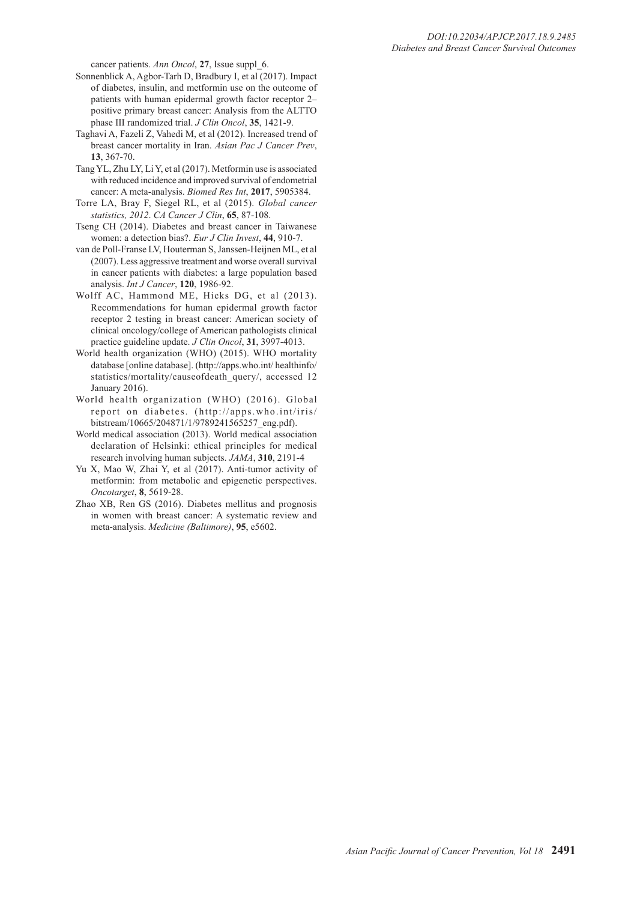cancer patients. *Ann Oncol*, **27**, Issue suppl_6.

Sonnenblick A, Agbor-Tarh D, Bradbury I, et al (2017). Impact of diabetes, insulin, and metformin use on the outcome of patients with human epidermal growth factor receptor 2–positive primary breast cancer: Analysis from the ALTTO phase III randomized trial. *J Clin Oncol*, **35**, 1421-9.

Taghavi A, Fazeli Z, Vahedi M, et al (2012). Increased trend of breast cancer mortality in Iran. *Asian Pac J Cancer Prev*, **13**, 367-70.

Tang YL, Zhu LY, Li Y, et al (2017). Metformin use is associated with reduced incidence and improved survival of endometrial cancer: A meta-analysis. *Biomed Res Int*, **2017**, 5905384.

Torre LA, Bray F, Siegel RL, et al (2015). *Global cancer statistics, 2012*. *CA Cancer J Clin*, **65**, 87-108.

Tseng CH (2014). Diabetes and breast cancer in Taiwanese women: a detection bias?. *Eur J Clin Invest*, **44**, 910-7.

van de Poll-Franse LV, Houterman S, Janssen-Heijnen ML, et al (2007). Less aggressive treatment and worse overall survival in cancer patients with diabetes: a large population based analysis. *Int J Cancer*, **120**, 1986-92.

Wolff AC, Hammond ME, Hicks DG, et al (2013). Recommendations for human epidermal growth factor receptor 2 testing in breast cancer: American society of clinical oncology/college of American pathologists clinical practice guideline update. *J Clin Oncol*, **31**, 3997-4013.

World health organization (WHO) (2015). WHO mortality database [online database]. (http://apps.who.int/ healthinfo/ statistics/mortality/causeofdeath_query/, accessed 12 January 2016).

World health organization (WHO) (2016). Global report on diabetes. (http://apps.who.int/iris/ bitstream/10665/204871/1/9789241565257_eng.pdf).

World medical association (2013). World medical association declaration of Helsinki: ethical principles for medical research involving human subjects. *JAMA*, **310**, 2191-4

Yu X, Mao W, Zhai Y, et al (2017). Anti-tumor activity of metformin: from metabolic and epigenetic perspectives. *Oncotarget*, **8**, 5619-28.

Zhao XB, Ren GS (2016). Diabetes mellitus and prognosis in women with breast cancer: A systematic review and meta-analysis. *Medicine (Baltimore)*, **95**, e5602.